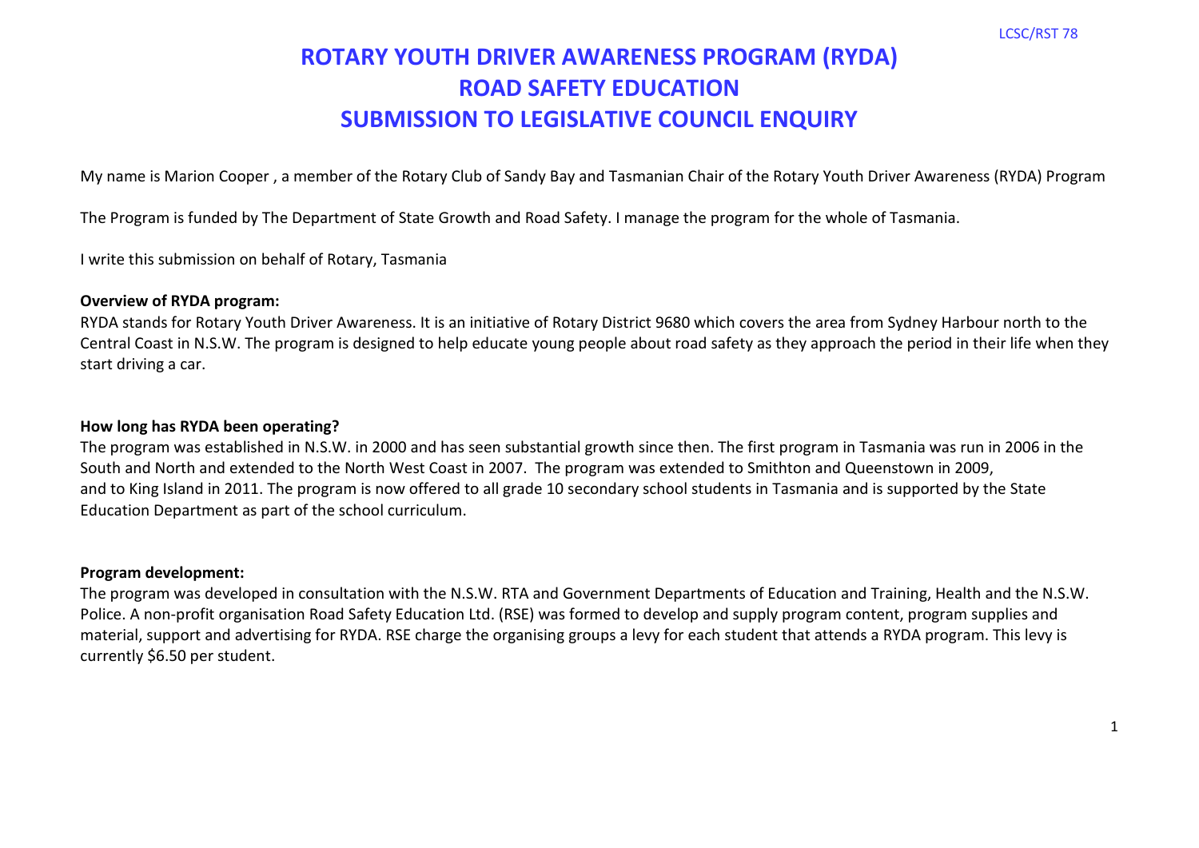# ROTARY YOUTH DRIVER AWARENESS PROGRAM (RYDA)
# ROAD SAFETY EDUCATION
# SUBMISSION TO LEGISLATIVE COUNCIL ENQUIRY

My name is Marion Cooper , a member of the Rotary Club of Sandy Bay and Tasmanian Chair of the Rotary Youth Driver Awareness (RYDA) Program

The Program is funded by The Department of State Growth and Road Safety. I manage the program for the whole of Tasmania.

I write this submission on behalf of Rotary, Tasmania

**Overview of RYDA program:**

RYDA stands for Rotary Youth Driver Awareness. It is an initiative of Rotary District 9680 which covers the area from Sydney Harbour north to the Central Coast in N.S.W. The program is designed to help educate young people about road safety as they approach the period in their life when they start driving a car.

**How long has RYDA been operating?**

The program was established in N.S.W. in 2000 and has seen substantial growth since then. The first program in Tasmania was run in 2006 in the South and North and extended to the North West Coast in 2007. The program was extended to Smithton and Queenstown in 2009, and to King Island in 2011. The program is now offered to all grade 10 secondary school students in Tasmania and is supported by the State Education Department as part of the school curriculum.

**Program development:**

The program was developed in consultation with the N.S.W. RTA and Government Departments of Education and Training, Health and the N.S.W. Police. A non-profit organisation Road Safety Education Ltd. (RSE) was formed to develop and supply program content, program supplies and material, support and advertising for RYDA. RSE charge the organising groups a levy for each student that attends a RYDA program. This levy is currently $6.50 per student.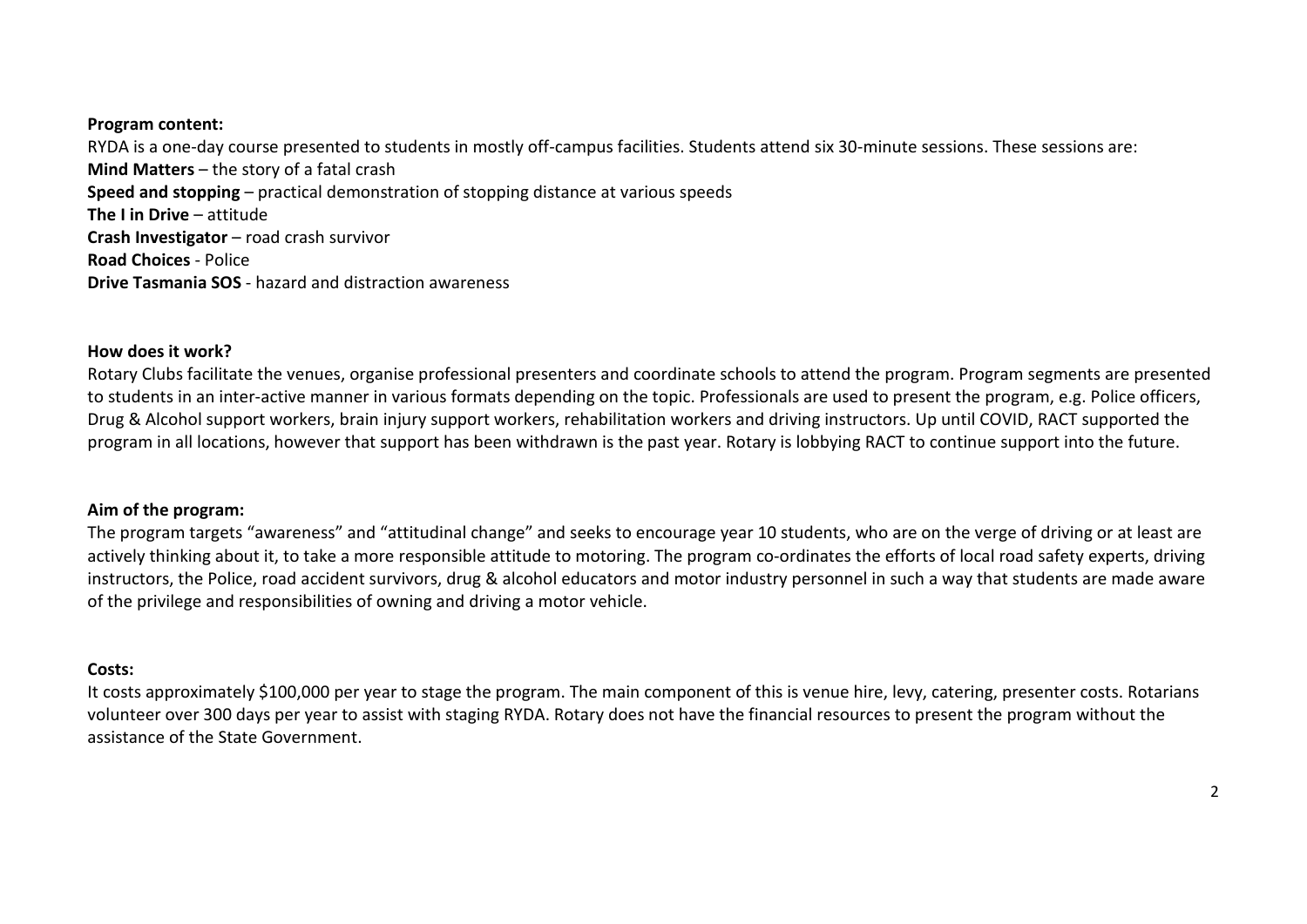**Program content:**

RYDA is a one-day course presented to students in mostly off-campus facilities. Students attend six 30-minute sessions. These sessions are:

**Mind Matters** – the story of a fatal crash
**Speed and stopping** – practical demonstration of stopping distance at various speeds
**The I in Drive** – attitude
**Crash Investigator** – road crash survivor
**Road Choices** - Police
**Drive Tasmania SOS** - hazard and distraction awareness

**How does it work?**

Rotary Clubs facilitate the venues, organise professional presenters and coordinate schools to attend the program. Program segments are presented to students in an inter-active manner in various formats depending on the topic. Professionals are used to present the program, e.g. Police officers, Drug & Alcohol support workers, brain injury support workers, rehabilitation workers and driving instructors. Up until COVID, RACT supported the program in all locations, however that support has been withdrawn is the past year. Rotary is lobbying RACT to continue support into the future.

**Aim of the program:**

The program targets "awareness" and "attitudinal change" and seeks to encourage year 10 students, who are on the verge of driving or at least are actively thinking about it, to take a more responsible attitude to motoring. The program co-ordinates the efforts of local road safety experts, driving instructors, the Police, road accident survivors, drug & alcohol educators and motor industry personnel in such a way that students are made aware of the privilege and responsibilities of owning and driving a motor vehicle.

**Costs:**

It costs approximately $100,000 per year to stage the program. The main component of this is venue hire, levy, catering, presenter costs. Rotarians volunteer over 300 days per year to assist with staging RYDA. Rotary does not have the financial resources to present the program without the assistance of the State Government.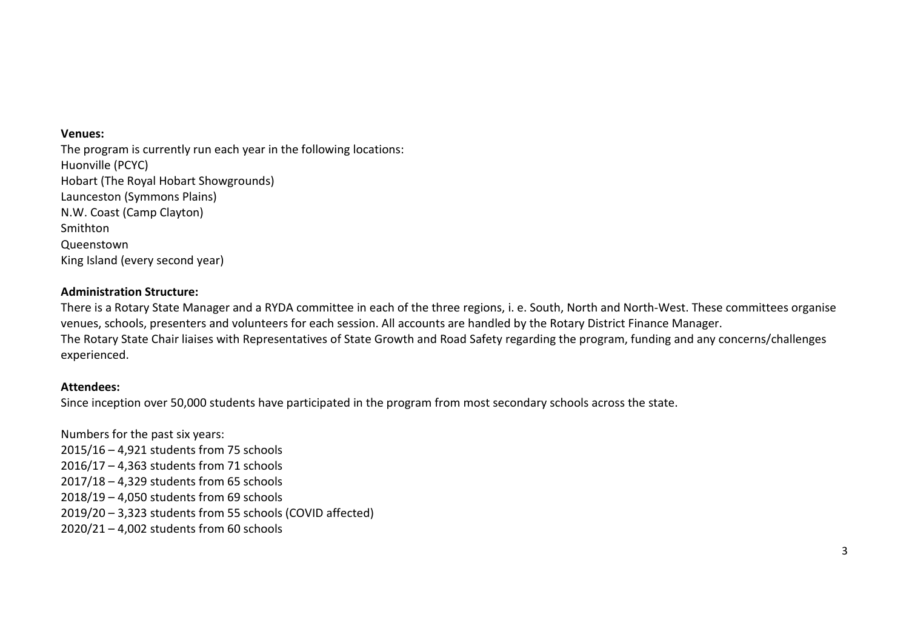**Venues:**

The program is currently run each year in the following locations:

Huonville (PCYC)
Hobart (The Royal Hobart Showgrounds)
Launceston (Symmons Plains)
N.W. Coast (Camp Clayton)
Smithton
Queenstown
King Island (every second year)

**Administration Structure:**

There is a Rotary State Manager and a RYDA committee in each of the three regions, i. e. South, North and North-West. These committees organise venues, schools, presenters and volunteers for each session. All accounts are handled by the Rotary District Finance Manager.
The Rotary State Chair liaises with Representatives of State Growth and Road Safety regarding the program, funding and any concerns/challenges experienced.

**Attendees:**

Since inception over 50,000 students have participated in the program from most secondary schools across the state.

Numbers for the past six years:

2015/16 – 4,921 students from 75 schools
2016/17 – 4,363 students from 71 schools
2017/18 – 4,329 students from 65 schools
2018/19 – 4,050 students from 69 schools
2019/20 – 3,323 students from 55 schools (COVID affected)
2020/21 – 4,002 students from 60 schools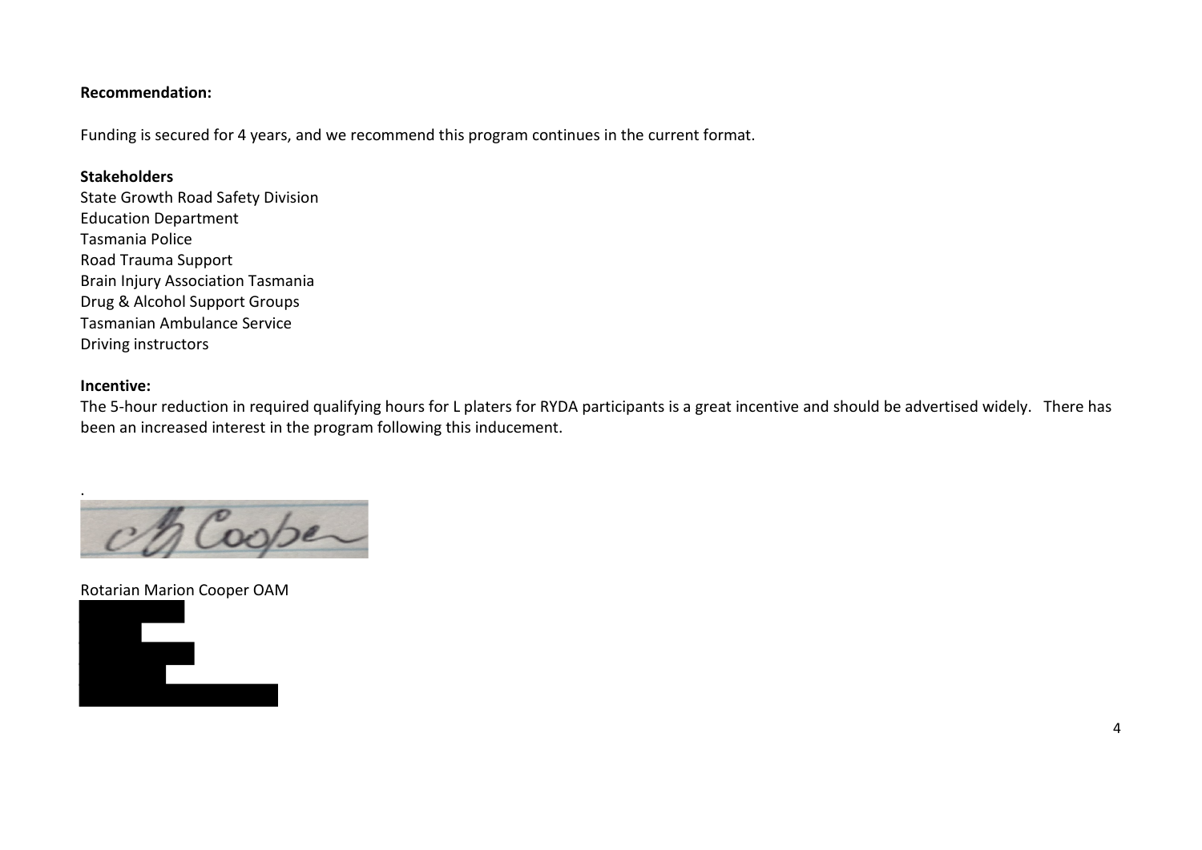**Recommendation:**

Funding is secured for 4 years, and we recommend this program continues in the current format.

**Stakeholders**

State Growth Road Safety Division
Education Department
Tasmania Police
Road Trauma Support
Brain Injury Association Tasmania
Drug & Alcohol Support Groups
Tasmanian Ambulance Service
Driving instructors

**Incentive:**

The 5-hour reduction in required qualifying hours for L platers for RYDA participants is a great incentive and should be advertised widely. There has been an increased interest in the program following this inducement.

.

Rotarian Marion Cooper OAM